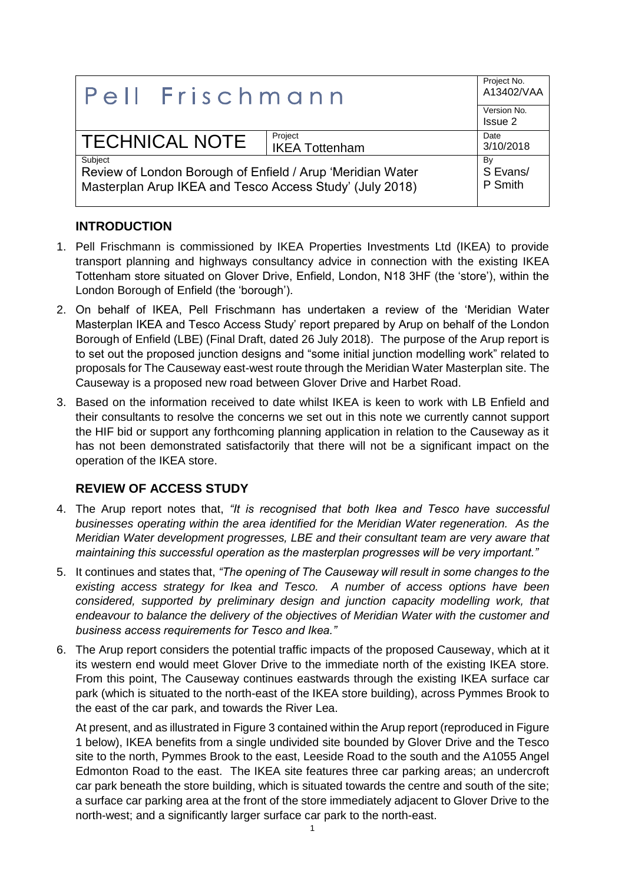| Pell Frischmann | | Project No. A13402/VAA |
|---|---|---|
| | | Version No. Issue 2 |
| TECHNICAL NOTE | Project IKEA Tottenham | Date 3/10/2018 |
| Subject Review of London Borough of Enfield / Arup 'Meridian Water Masterplan Arup IKEA and Tesco Access Study' (July 2018) | | By S Evans/ P Smith |

## INTRODUCTION

1. Pell Frischmann is commissioned by IKEA Properties Investments Ltd (IKEA) to provide transport planning and highways consultancy advice in connection with the existing IKEA Tottenham store situated on Glover Drive, Enfield, London, N18 3HF (the 'store'), within the London Borough of Enfield (the 'borough').

2. On behalf of IKEA, Pell Frischmann has undertaken a review of the 'Meridian Water Masterplan IKEA and Tesco Access Study' report prepared by Arup on behalf of the London Borough of Enfield (LBE) (Final Draft, dated 26 July 2018). The purpose of the Arup report is to set out the proposed junction designs and "some initial junction modelling work" related to proposals for The Causeway east-west route through the Meridian Water Masterplan site. The Causeway is a proposed new road between Glover Drive and Harbet Road.

3. Based on the information received to date whilst IKEA is keen to work with LB Enfield and their consultants to resolve the concerns we set out in this note we currently cannot support the HIF bid or support any forthcoming planning application in relation to the Causeway as it has not been demonstrated satisfactorily that there will not be a significant impact on the operation of the IKEA store.

## REVIEW OF ACCESS STUDY

4. The Arup report notes that, *"It is recognised that both Ikea and Tesco have successful businesses operating within the area identified for the Meridian Water regeneration. As the Meridian Water development progresses, LBE and their consultant team are very aware that maintaining this successful operation as the masterplan progresses will be very important."*

5. It continues and states that, *"The opening of The Causeway will result in some changes to the existing access strategy for Ikea and Tesco. A number of access options have been considered, supported by preliminary design and junction capacity modelling work, that endeavour to balance the delivery of the objectives of Meridian Water with the customer and business access requirements for Tesco and Ikea."*

6. The Arup report considers the potential traffic impacts of the proposed Causeway, which at it its western end would meet Glover Drive to the immediate north of the existing IKEA store. From this point, The Causeway continues eastwards through the existing IKEA surface car park (which is situated to the north-east of the IKEA store building), across Pymmes Brook to the east of the car park, and towards the River Lea.

   At present, and as illustrated in Figure 3 contained within the Arup report (reproduced in Figure 1 below), IKEA benefits from a single undivided site bounded by Glover Drive and the Tesco site to the north, Pymmes Brook to the east, Leeside Road to the south and the A1055 Angel Edmonton Road to the east. The IKEA site features three car parking areas; an undercroft car park beneath the store building, which is situated towards the centre and south of the site; a surface car parking area at the front of the store immediately adjacent to Glover Drive to the north-west; and a significantly larger surface car park to the north-east.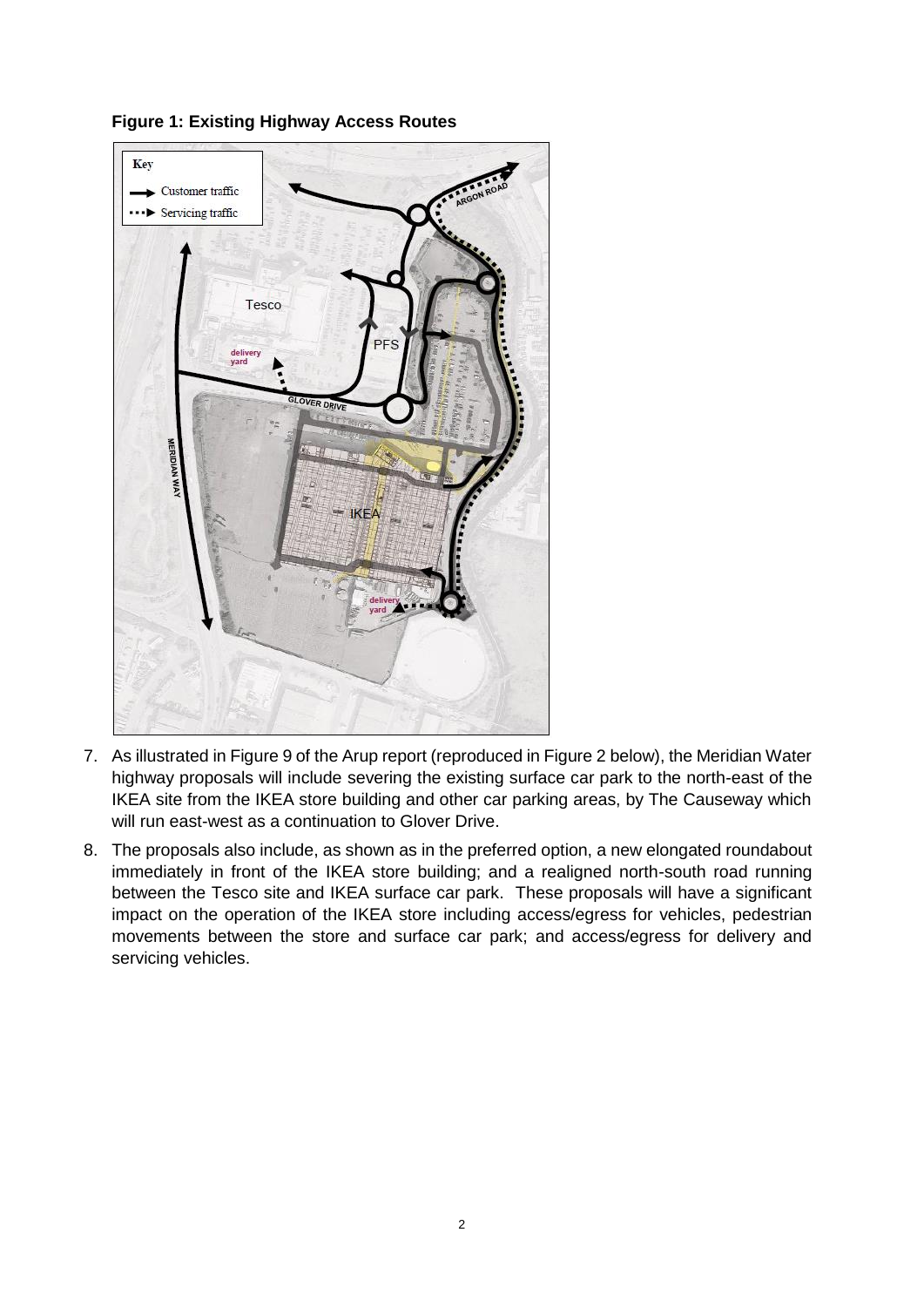**Figure 1: Existing Highway Access Routes**

7. As illustrated in Figure 9 of the Arup report (reproduced in Figure 2 below), the Meridian Water highway proposals will include severing the existing surface car park to the north-east of the IKEA site from the IKEA store building and other car parking areas, by The Causeway which will run east-west as a continuation to Glover Drive.

8. The proposals also include, as shown as in the preferred option, a new elongated roundabout immediately in front of the IKEA store building; and a realigned north-south road running between the Tesco site and IKEA surface car park. These proposals will have a significant impact on the operation of the IKEA store including access/egress for vehicles, pedestrian movements between the store and surface car park; and access/egress for delivery and servicing vehicles.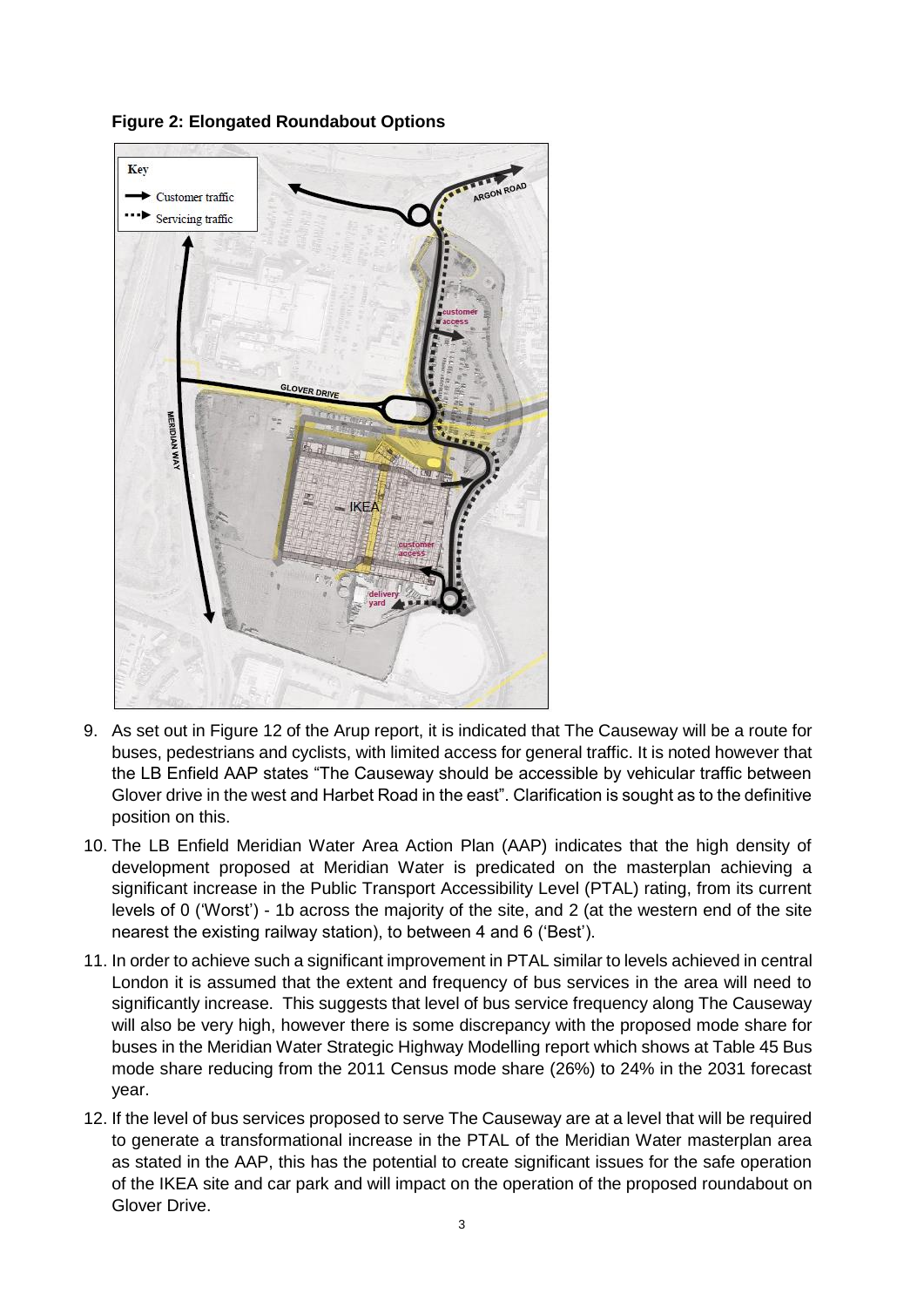**Figure 2: Elongated Roundabout Options**

9. As set out in Figure 12 of the Arup report, it is indicated that The Causeway will be a route for buses, pedestrians and cyclists, with limited access for general traffic. It is noted however that the LB Enfield AAP states "The Causeway should be accessible by vehicular traffic between Glover drive in the west and Harbet Road in the east". Clarification is sought as to the definitive position on this.

10. The LB Enfield Meridian Water Area Action Plan (AAP) indicates that the high density of development proposed at Meridian Water is predicated on the masterplan achieving a significant increase in the Public Transport Accessibility Level (PTAL) rating, from its current levels of 0 ('Worst') - 1b across the majority of the site, and 2 (at the western end of the site nearest the existing railway station), to between 4 and 6 ('Best').

11. In order to achieve such a significant improvement in PTAL similar to levels achieved in central London it is assumed that the extent and frequency of bus services in the area will need to significantly increase. This suggests that level of bus service frequency along The Causeway will also be very high, however there is some discrepancy with the proposed mode share for buses in the Meridian Water Strategic Highway Modelling report which shows at Table 45 Bus mode share reducing from the 2011 Census mode share (26%) to 24% in the 2031 forecast year.

12. If the level of bus services proposed to serve The Causeway are at a level that will be required to generate a transformational increase in the PTAL of the Meridian Water masterplan area as stated in the AAP, this has the potential to create significant issues for the safe operation of the IKEA site and car park and will impact on the operation of the proposed roundabout on Glover Drive.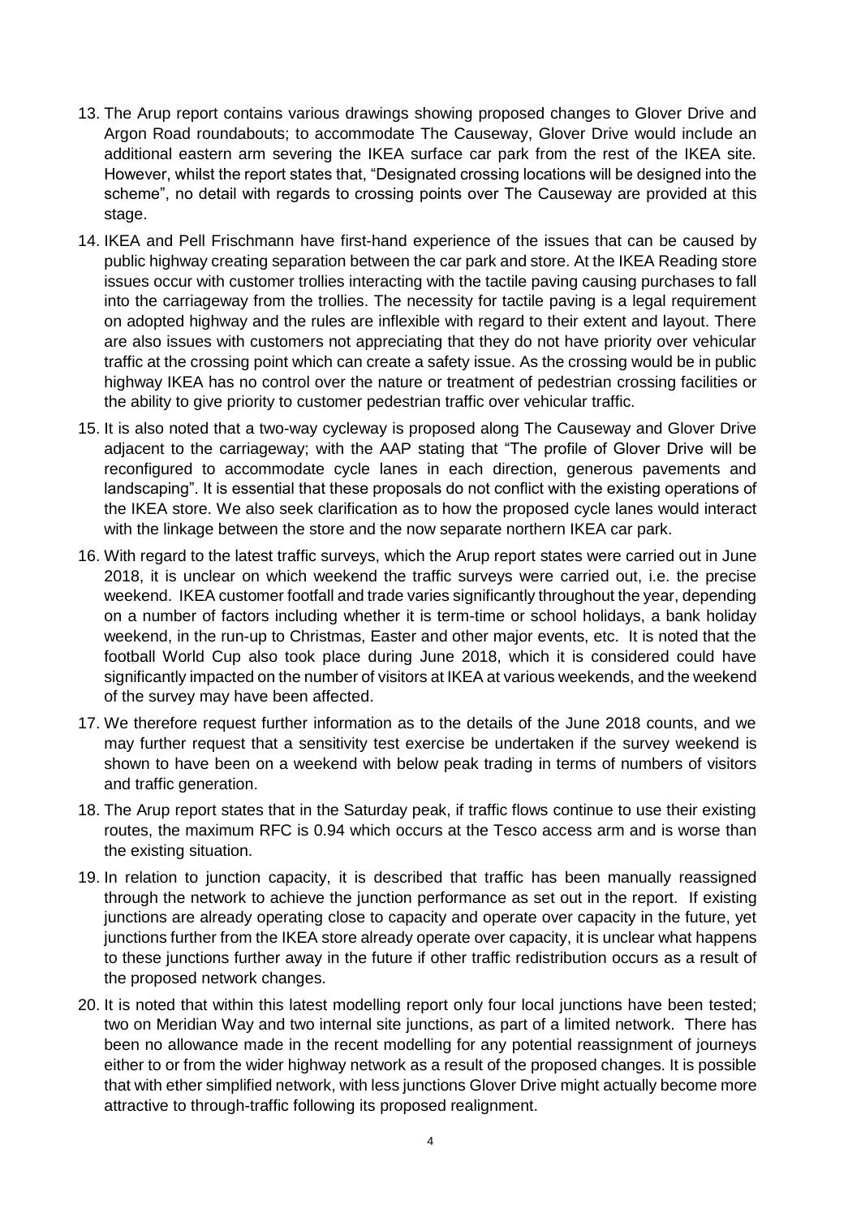13. The Arup report contains various drawings showing proposed changes to Glover Drive and Argon Road roundabouts; to accommodate The Causeway, Glover Drive would include an additional eastern arm severing the IKEA surface car park from the rest of the IKEA site. However, whilst the report states that, "Designated crossing locations will be designed into the scheme", no detail with regards to crossing points over The Causeway are provided at this stage.

14. IKEA and Pell Frischmann have first-hand experience of the issues that can be caused by public highway creating separation between the car park and store. At the IKEA Reading store issues occur with customer trollies interacting with the tactile paving causing purchases to fall into the carriageway from the trollies. The necessity for tactile paving is a legal requirement on adopted highway and the rules are inflexible with regard to their extent and layout. There are also issues with customers not appreciating that they do not have priority over vehicular traffic at the crossing point which can create a safety issue. As the crossing would be in public highway IKEA has no control over the nature or treatment of pedestrian crossing facilities or the ability to give priority to customer pedestrian traffic over vehicular traffic.

15. It is also noted that a two-way cycleway is proposed along The Causeway and Glover Drive adjacent to the carriageway; with the AAP stating that "The profile of Glover Drive will be reconfigured to accommodate cycle lanes in each direction, generous pavements and landscaping". It is essential that these proposals do not conflict with the existing operations of the IKEA store. We also seek clarification as to how the proposed cycle lanes would interact with the linkage between the store and the now separate northern IKEA car park.

16. With regard to the latest traffic surveys, which the Arup report states were carried out in June 2018, it is unclear on which weekend the traffic surveys were carried out, i.e. the precise weekend. IKEA customer footfall and trade varies significantly throughout the year, depending on a number of factors including whether it is term-time or school holidays, a bank holiday weekend, in the run-up to Christmas, Easter and other major events, etc. It is noted that the football World Cup also took place during June 2018, which it is considered could have significantly impacted on the number of visitors at IKEA at various weekends, and the weekend of the survey may have been affected.

17. We therefore request further information as to the details of the June 2018 counts, and we may further request that a sensitivity test exercise be undertaken if the survey weekend is shown to have been on a weekend with below peak trading in terms of numbers of visitors and traffic generation.

18. The Arup report states that in the Saturday peak, if traffic flows continue to use their existing routes, the maximum RFC is 0.94 which occurs at the Tesco access arm and is worse than the existing situation.

19. In relation to junction capacity, it is described that traffic has been manually reassigned through the network to achieve the junction performance as set out in the report. If existing junctions are already operating close to capacity and operate over capacity in the future, yet junctions further from the IKEA store already operate over capacity, it is unclear what happens to these junctions further away in the future if other traffic redistribution occurs as a result of the proposed network changes.

20. It is noted that within this latest modelling report only four local junctions have been tested; two on Meridian Way and two internal site junctions, as part of a limited network. There has been no allowance made in the recent modelling for any potential reassignment of journeys either to or from the wider highway network as a result of the proposed changes. It is possible that with ether simplified network, with less junctions Glover Drive might actually become more attractive to through-traffic following its proposed realignment.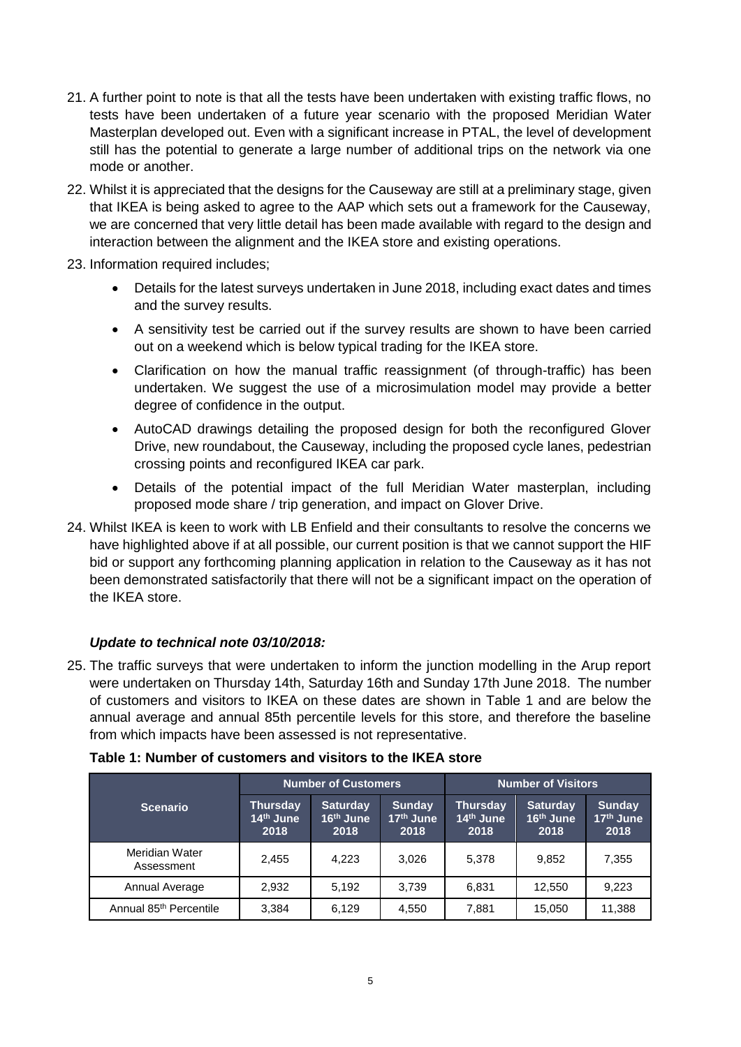21. A further point to note is that all the tests have been undertaken with existing traffic flows, no tests have been undertaken of a future year scenario with the proposed Meridian Water Masterplan developed out. Even with a significant increase in PTAL, the level of development still has the potential to generate a large number of additional trips on the network via one mode or another.

22. Whilst it is appreciated that the designs for the Causeway are still at a preliminary stage, given that IKEA is being asked to agree to the AAP which sets out a framework for the Causeway, we are concerned that very little detail has been made available with regard to the design and interaction between the alignment and the IKEA store and existing operations.

23. Information required includes;

    - Details for the latest surveys undertaken in June 2018, including exact dates and times and the survey results.
    - A sensitivity test be carried out if the survey results are shown to have been carried out on a weekend which is below typical trading for the IKEA store.
    - Clarification on how the manual traffic reassignment (of through-traffic) has been undertaken. We suggest the use of a microsimulation model may provide a better degree of confidence in the output.
    - AutoCAD drawings detailing the proposed design for both the reconfigured Glover Drive, new roundabout, the Causeway, including the proposed cycle lanes, pedestrian crossing points and reconfigured IKEA car park.
    - Details of the potential impact of the full Meridian Water masterplan, including proposed mode share / trip generation, and impact on Glover Drive.

24. Whilst IKEA is keen to work with LB Enfield and their consultants to resolve the concerns we have highlighted above if at all possible, our current position is that we cannot support the HIF bid or support any forthcoming planning application in relation to the Causeway as it has not been demonstrated satisfactorily that there will not be a significant impact on the operation of the IKEA store.

***Update to technical note 03/10/2018:***

25. The traffic surveys that were undertaken to inform the junction modelling in the Arup report were undertaken on Thursday 14th, Saturday 16th and Sunday 17th June 2018. The number of customers and visitors to IKEA on these dates are shown in Table 1 and are below the annual average and annual 85th percentile levels for this store, and therefore the baseline from which impacts have been assessed is not representative.

**Table 1: Number of customers and visitors to the IKEA store**

| Scenario | Number of Customers | | | Number of Visitors | | |
|---|---|---|---|---|---|---|
| | Thursday 14th June 2018 | Saturday 16th June 2018 | Sunday 17th June 2018 | Thursday 14th June 2018 | Saturday 16th June 2018 | Sunday 17th June 2018 |
| Meridian Water Assessment | 2,455 | 4,223 | 3,026 | 5,378 | 9,852 | 7,355 |
| Annual Average | 2,932 | 5,192 | 3,739 | 6,831 | 12,550 | 9,223 |
| Annual 85th Percentile | 3,384 | 6,129 | 4,550 | 7,881 | 15,050 | 11,388 |